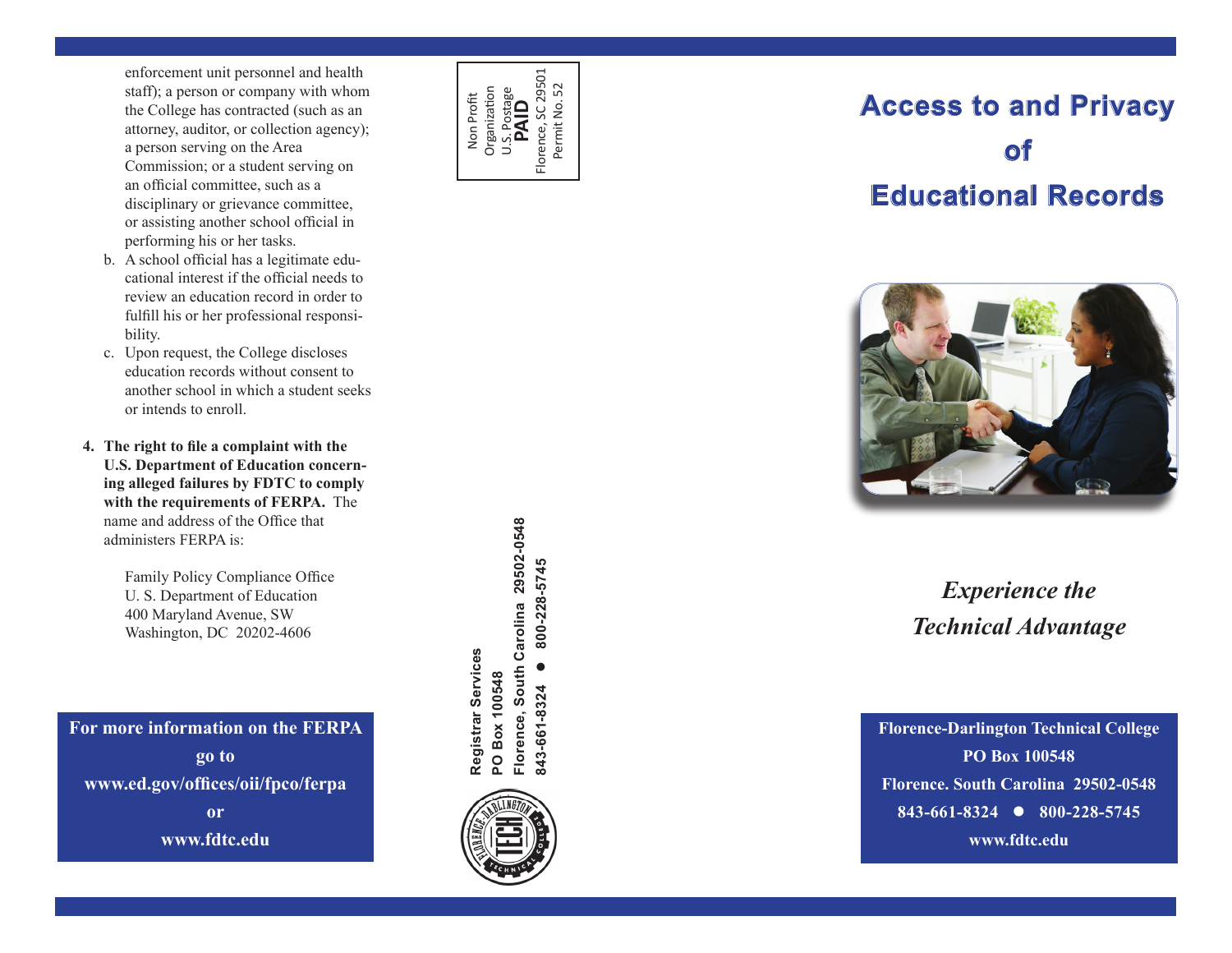enforcement unit personnel and health staff); a person or company with whom the College has contracted (such as an attorney, auditor, or collection agency); a person serving on the Area Commission; or a student serving on an official committee, such as a disciplinary or grievance committee, or assisting another school official in performing his or her tasks.

b. A school official has a legitimate educational interest if the official needs to review an education record in order to fulfill his or her professional responsibility.

c. Upon request, the College discloses education records without consent to another school in which a student seeks or intends to enroll.

4. **The right to file a complaint with the U.S. Department of Education concerning alleged failures by FDTC to comply with the requirements of FERPA.** The name and address of the Office that administers FERPA is:

   Family Policy Compliance Office
   U. S. Department of Education
   400 Maryland Avenue, SW
   Washington, DC 20202-4606

**For more information on the FERPA go to www.ed.gov/offices/oii/fpco/ferpa or www.fdtc.edu**

Non Profit Organization
U.S. Postage
**PAID**
Florence, SC 29501
Permit No. 52

**Registrar Services**
**PO Box 100548**
**Florence, South Carolina 29502-0548**
**843-661-8324 ● 800-228-5745**

# Access to and Privacy of Educational Records

*Experience the Technical Advantage*

**Florence-Darlington Technical College**
**PO Box 100548**
**Florence. South Carolina 29502-0548**
**843-661-8324 ● 800-228-5745**
**www.fdtc.edu**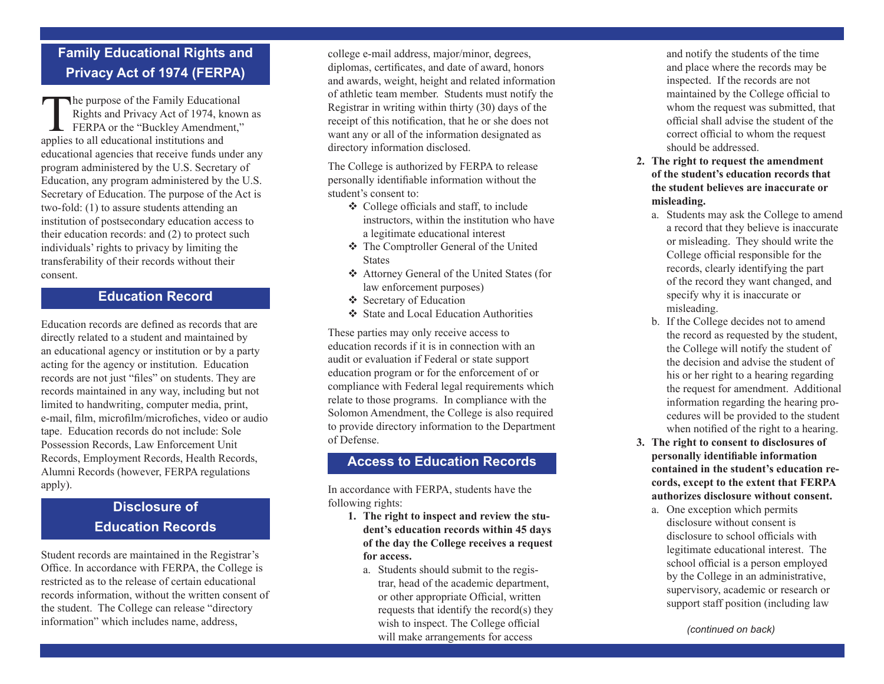## Family Educational Rights and Privacy Act of 1974 (FERPA)

The purpose of the Family Educational Rights and Privacy Act of 1974, known as FERPA or the "Buckley Amendment," applies to all educational institutions and educational agencies that receive funds under any program administered by the U.S. Secretary of Education, any program administered by the U.S. Secretary of Education. The purpose of the Act is two-fold: (1) to assure students attending an institution of postsecondary education access to their education records: and (2) to protect such individuals' rights to privacy by limiting the transferability of their records without their consent.

## Education Record

Education records are defined as records that are directly related to a student and maintained by an educational agency or institution or by a party acting for the agency or institution. Education records are not just "files" on students. They are records maintained in any way, including but not limited to handwriting, computer media, print, e-mail, film, microfilm/microfiches, video or audio tape. Education records do not include: Sole Possession Records, Law Enforcement Unit Records, Employment Records, Health Records, Alumni Records (however, FERPA regulations apply).

## Disclosure of Education Records

Student records are maintained in the Registrar's Office. In accordance with FERPA, the College is restricted as to the release of certain educational records information, without the written consent of the student. The College can release "directory information" which includes name, address, college e-mail address, major/minor, degrees, diplomas, certificates, and date of award, honors and awards, weight, height and related information of athletic team member. Students must notify the Registrar in writing within thirty (30) days of the receipt of this notification, that he or she does not want any or all of the information designated as directory information disclosed.

The College is authorized by FERPA to release personally identifiable information without the student's consent to:

- ❖ College officials and staff, to include instructors, within the institution who have a legitimate educational interest
- ❖ The Comptroller General of the United States
- ❖ Attorney General of the United States (for law enforcement purposes)
- ❖ Secretary of Education
- ❖ State and Local Education Authorities

These parties may only receive access to education records if it is in connection with an audit or evaluation if Federal or state support education program or for the enforcement of or compliance with Federal legal requirements which relate to those programs. In compliance with the Solomon Amendment, the College is also required to provide directory information to the Department of Defense.

## Access to Education Records

In accordance with FERPA, students have the following rights:

1. **The right to inspect and review the student's education records within 45 days of the day the College receives a request for access.**
   a. Students should submit to the registrar, head of the academic department, or other appropriate Official, written requests that identify the record(s) they wish to inspect. The College official will make arrangements for access and notify the students of the time and place where the records may be inspected. If the records are not maintained by the College official to whom the request was submitted, that official shall advise the student of the correct official to whom the request should be addressed.
2. **The right to request the amendment of the student's education records that the student believes are inaccurate or misleading.**
   a. Students may ask the College to amend a record that they believe is inaccurate or misleading. They should write the College official responsible for the records, clearly identifying the part of the record they want changed, and specify why it is inaccurate or misleading.
   b. If the College decides not to amend the record as requested by the student, the College will notify the student of the decision and advise the student of his or her right to a hearing regarding the request for amendment. Additional information regarding the hearing procedures will be provided to the student when notified of the right to a hearing.
3. **The right to consent to disclosures of personally identifiable information contained in the student's education records, except to the extent that FERPA authorizes disclosure without consent.**
   a. One exception which permits disclosure without consent is disclosure to school officials with legitimate educational interest. The school official is a person employed by the College in an administrative, supervisory, academic or research or support staff position (including law

*(continued on back)*